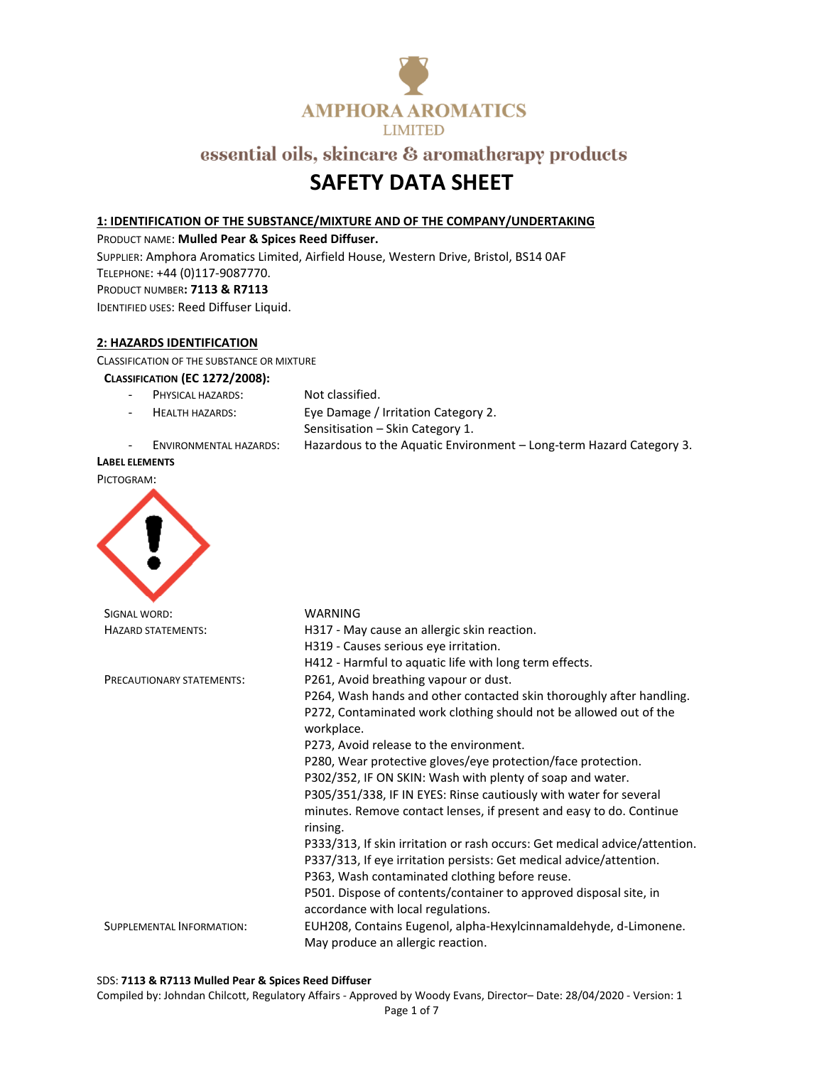AMPHORA AROMATICS LIMITED

essential oils, skincare & aromatherapy products

# SAFETY DATA SHEET

## 1: IDENTIFICATION OF THE SUBSTANCE/MIXTURE AND OF THE COMPANY/UNDERTAKING

PRODUCT NAME: **Mulled Pear & Spices Reed Diffuser.**

SUPPLIER: Amphora Aromatics Limited, Airfield House, Western Drive, Bristol, BS14 0AF

TELEPHONE: +44 (0)117-9087770.

PRODUCT NUMBER**: 7113 & R7113**

IDENTIFIED USES: Reed Diffuser Liquid.

## 2: HAZARDS IDENTIFICATION

CLASSIFICATION OF THE SUBSTANCE OR MIXTURE

**CLASSIFICATION (EC 1272/2008):**

- PHYSICAL HAZARDS: Not classified.
- HEALTH HAZARDS: Eye Damage / Irritation Category 2. Sensitisation – Skin Category 1.
- ENVIRONMENTAL HAZARDS: Hazardous to the Aquatic Environment – Long-term Hazard Category 3.

**LABEL ELEMENTS**

PICTOGRAM:

| | |
|---|---|
| SIGNAL WORD: | WARNING |
| HAZARD STATEMENTS: | H317 - May cause an allergic skin reaction.<br>H319 - Causes serious eye irritation.<br>H412 - Harmful to aquatic life with long term effects. |
| PRECAUTIONARY STATEMENTS: | P261, Avoid breathing vapour or dust.<br>P264, Wash hands and other contacted skin thoroughly after handling.<br>P272, Contaminated work clothing should not be allowed out of the workplace.<br>P273, Avoid release to the environment.<br>P280, Wear protective gloves/eye protection/face protection.<br>P302/352, IF ON SKIN: Wash with plenty of soap and water.<br>P305/351/338, IF IN EYES: Rinse cautiously with water for several minutes. Remove contact lenses, if present and easy to do. Continue rinsing.<br>P333/313, If skin irritation or rash occurs: Get medical advice/attention.<br>P337/313, If eye irritation persists: Get medical advice/attention.<br>P363, Wash contaminated clothing before reuse.<br>P501. Dispose of contents/container to approved disposal site, in accordance with local regulations. |
| SUPPLEMENTAL INFORMATION: | EUH208, Contains Eugenol, alpha-Hexylcinnamaldehyde, d-Limonene. May produce an allergic reaction. |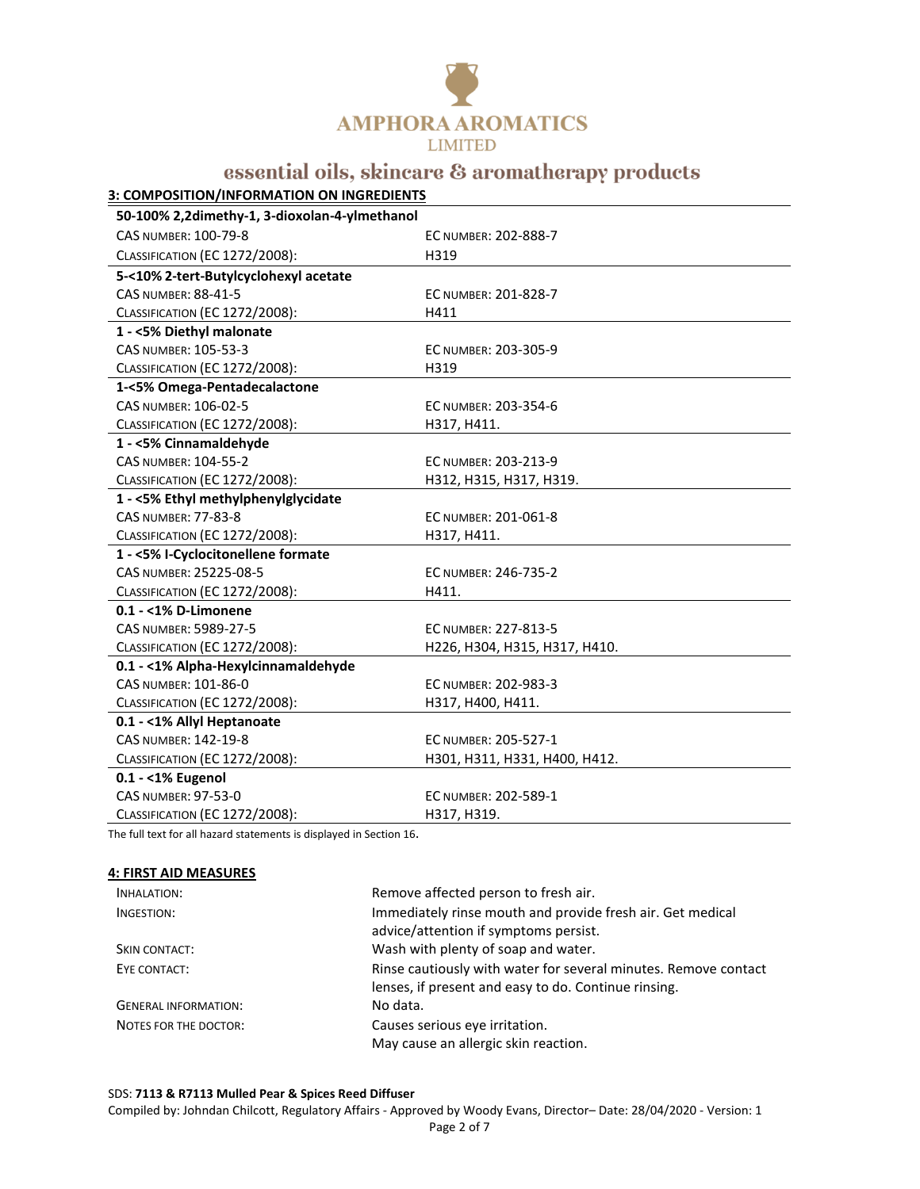## 3: COMPOSITION/INFORMATION ON INGREDIENTS

| | |
|---|---|
| **50-100% 2,2dimethy-1, 3-dioxolan-4-ylmethanol** | |
| CAS NUMBER: 100-79-8 | EC NUMBER: 202-888-7 |
| CLASSIFICATION (EC 1272/2008): | H319 |
| **5-<10% 2-tert-Butylcyclohexyl acetate** | |
| CAS NUMBER: 88-41-5 | EC NUMBER: 201-828-7 |
| CLASSIFICATION (EC 1272/2008): | H411 |
| **1 - <5% Diethyl malonate** | |
| CAS NUMBER: 105-53-3 | EC NUMBER: 203-305-9 |
| CLASSIFICATION (EC 1272/2008): | H319 |
| **1-<5% Omega-Pentadecalactone** | |
| CAS NUMBER: 106-02-5 | EC NUMBER: 203-354-6 |
| CLASSIFICATION (EC 1272/2008): | H317, H411. |
| **1 - <5% Cinnamaldehyde** | |
| CAS NUMBER: 104-55-2 | EC NUMBER: 203-213-9 |
| CLASSIFICATION (EC 1272/2008): | H312, H315, H317, H319. |
| **1 - <5% Ethyl methylphenylglycidate** | |
| CAS NUMBER: 77-83-8 | EC NUMBER: 201-061-8 |
| CLASSIFICATION (EC 1272/2008): | H317, H411. |
| **1 - <5% I-Cyclocitonellene formate** | |
| CAS NUMBER: 25225-08-5 | EC NUMBER: 246-735-2 |
| CLASSIFICATION (EC 1272/2008): | H411. |
| **0.1 - <1% D-Limonene** | |
| CAS NUMBER: 5989-27-5 | EC NUMBER: 227-813-5 |
| CLASSIFICATION (EC 1272/2008): | H226, H304, H315, H317, H410. |
| **0.1 - <1% Alpha-Hexylcinnamaldehyde** | |
| CAS NUMBER: 101-86-0 | EC NUMBER: 202-983-3 |
| CLASSIFICATION (EC 1272/2008): | H317, H400, H411. |
| **0.1 - <1% Allyl Heptanoate** | |
| CAS NUMBER: 142-19-8 | EC NUMBER: 205-527-1 |
| CLASSIFICATION (EC 1272/2008): | H301, H311, H331, H400, H412. |
| **0.1 - <1% Eugenol** | |
| CAS NUMBER: 97-53-0 | EC NUMBER: 202-589-1 |
| CLASSIFICATION (EC 1272/2008): | H317, H319. |

The full text for all hazard statements is displayed in Section 16.

## 4: FIRST AID MEASURES

| | |
|---|---|
| INHALATION: | Remove affected person to fresh air. |
| INGESTION: | Immediately rinse mouth and provide fresh air. Get medical advice/attention if symptoms persist. |
| SKIN CONTACT: | Wash with plenty of soap and water. |
| EYE CONTACT: | Rinse cautiously with water for several minutes. Remove contact lenses, if present and easy to do. Continue rinsing. |
| GENERAL INFORMATION: | No data. |
| NOTES FOR THE DOCTOR: | Causes serious eye irritation.<br>May cause an allergic skin reaction. |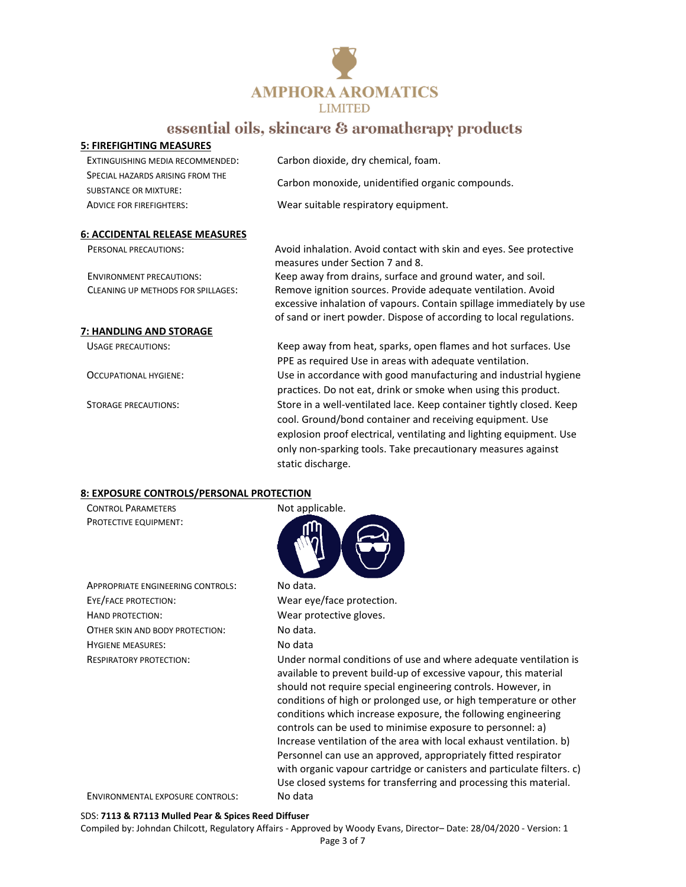## 5: FIREFIGHTING MEASURES

| | |
|---|---|
| EXTINGUISHING MEDIA RECOMMENDED: | Carbon dioxide, dry chemical, foam. |
| SPECIAL HAZARDS ARISING FROM THE SUBSTANCE OR MIXTURE: | Carbon monoxide, unidentified organic compounds. |
| ADVICE FOR FIREFIGHTERS: | Wear suitable respiratory equipment. |

## 6: ACCIDENTAL RELEASE MEASURES

| | |
|---|---|
| PERSONAL PRECAUTIONS: | Avoid inhalation. Avoid contact with skin and eyes. See protective measures under Section 7 and 8. |
| ENVIRONMENT PRECAUTIONS: | Keep away from drains, surface and ground water, and soil. |
| CLEANING UP METHODS FOR SPILLAGES: | Remove ignition sources. Provide adequate ventilation. Avoid excessive inhalation of vapours. Contain spillage immediately by use of sand or inert powder. Dispose of according to local regulations. |

## 7: HANDLING AND STORAGE

| | |
|---|---|
| USAGE PRECAUTIONS: | Keep away from heat, sparks, open flames and hot surfaces. Use PPE as required Use in areas with adequate ventilation. |
| OCCUPATIONAL HYGIENE: | Use in accordance with good manufacturing and industrial hygiene practices. Do not eat, drink or smoke when using this product. |
| STORAGE PRECAUTIONS: | Store in a well-ventilated lace. Keep container tightly closed. Keep cool. Ground/bond container and receiving equipment. Use explosion proof electrical, ventilating and lighting equipment. Use only non-sparking tools. Take precautionary measures against static discharge. |

## 8: EXPOSURE CONTROLS/PERSONAL PROTECTION

| | |
|---|---|
| CONTROL PARAMETERS | Not applicable. |
| PROTECTIVE EQUIPMENT: | |
| APPROPRIATE ENGINEERING CONTROLS: | No data. |
| EYE/FACE PROTECTION: | Wear eye/face protection. |
| HAND PROTECTION: | Wear protective gloves. |
| OTHER SKIN AND BODY PROTECTION: | No data. |
| HYGIENE MEASURES: | No data |
| RESPIRATORY PROTECTION: | Under normal conditions of use and where adequate ventilation is available to prevent build-up of excessive vapour, this material should not require special engineering controls. However, in conditions of high or prolonged use, or high temperature or other conditions which increase exposure, the following engineering controls can be used to minimise exposure to personnel: a) Increase ventilation of the area with local exhaust ventilation. b) Personnel can use an approved, appropriately fitted respirator with organic vapour cartridge or canisters and particulate filters. c) Use closed systems for transferring and processing this material. |
| ENVIRONMENTAL EXPOSURE CONTROLS: | No data |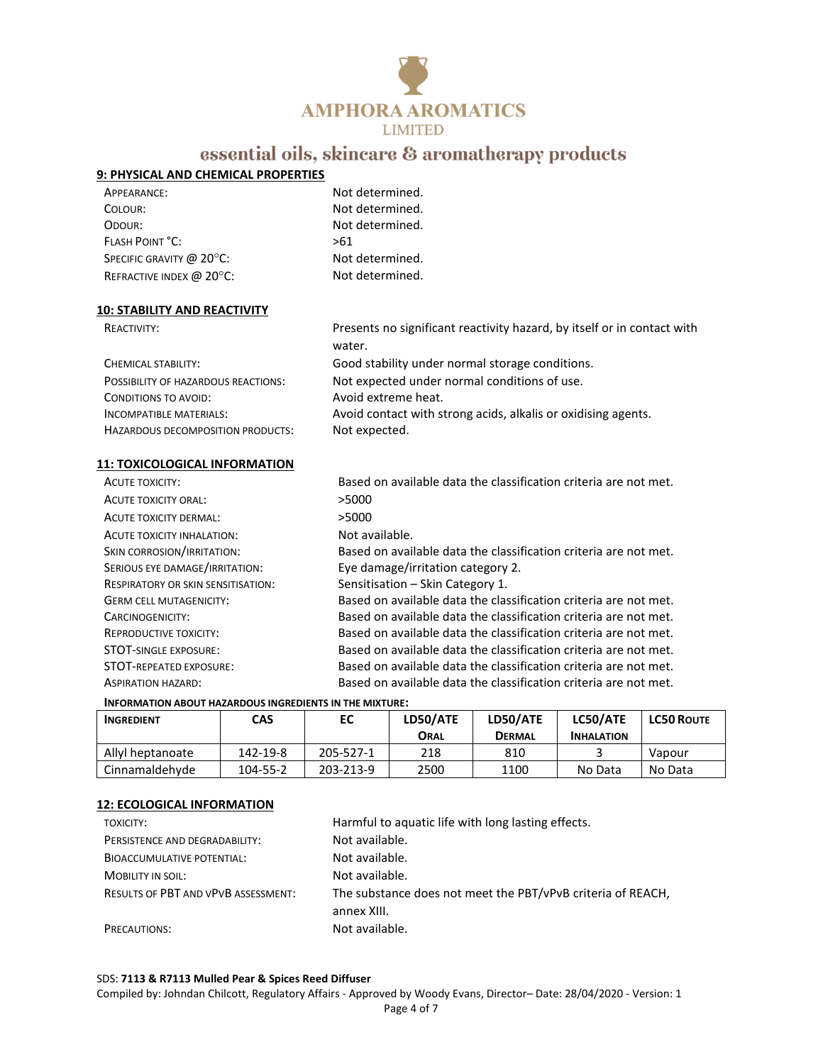## 9: PHYSICAL AND CHEMICAL PROPERTIES

| | |
|---|---|
| APPEARANCE: | Not determined. |
| COLOUR: | Not determined. |
| ODOUR: | Not determined. |
| FLASH POINT °C: | >61 |
| SPECIFIC GRAVITY @ 20°C: | Not determined. |
| REFRACTIVE INDEX @ 20°C: | Not determined. |

## 10: STABILITY AND REACTIVITY

| | |
|---|---|
| REACTIVITY: | Presents no significant reactivity hazard, by itself or in contact with water. |
| CHEMICAL STABILITY: | Good stability under normal storage conditions. |
| POSSIBILITY OF HAZARDOUS REACTIONS: | Not expected under normal conditions of use. |
| CONDITIONS TO AVOID: | Avoid extreme heat. |
| INCOMPATIBLE MATERIALS: | Avoid contact with strong acids, alkalis or oxidising agents. |
| HAZARDOUS DECOMPOSITION PRODUCTS: | Not expected. |

## 11: TOXICOLOGICAL INFORMATION

| | |
|---|---|
| ACUTE TOXICITY: | Based on available data the classification criteria are not met. |
| ACUTE TOXICITY ORAL: | >5000 |
| ACUTE TOXICITY DERMAL: | >5000 |
| ACUTE TOXICITY INHALATION: | Not available. |
| SKIN CORROSION/IRRITATION: | Based on available data the classification criteria are not met. |
| SERIOUS EYE DAMAGE/IRRITATION: | Eye damage/irritation category 2. |
| RESPIRATORY OR SKIN SENSITISATION: | Sensitisation – Skin Category 1. |
| GERM CELL MUTAGENICITY: | Based on available data the classification criteria are not met. |
| CARCINOGENICITY: | Based on available data the classification criteria are not met. |
| REPRODUCTIVE TOXICITY: | Based on available data the classification criteria are not met. |
| STOT-SINGLE EXPOSURE: | Based on available data the classification criteria are not met. |
| STOT-REPEATED EXPOSURE: | Based on available data the classification criteria are not met. |
| ASPIRATION HAZARD: | Based on available data the classification criteria are not met. |

**INFORMATION ABOUT HAZARDOUS INGREDIENTS IN THE MIXTURE:**

| INGREDIENT | CAS | EC | LD50/ATE ORAL | LD50/ATE DERMAL | LC50/ATE INHALATION | LC50 ROUTE |
|---|---|---|---|---|---|---|
| Allyl heptanoate | 142-19-8 | 205-527-1 | 218 | 810 | 3 | Vapour |
| Cinnamaldehyde | 104-55-2 | 203-213-9 | 2500 | 1100 | No Data | No Data |

## 12: ECOLOGICAL INFORMATION

| | |
|---|---|
| TOXICITY: | Harmful to aquatic life with long lasting effects. |
| PERSISTENCE AND DEGRADABILITY: | Not available. |
| BIOACCUMULATIVE POTENTIAL: | Not available. |
| MOBILITY IN SOIL: | Not available. |
| RESULTS OF PBT AND VPVB ASSESSMENT: | The substance does not meet the PBT/vPvB criteria of REACH, annex XIII. |
| PRECAUTIONS: | Not available. |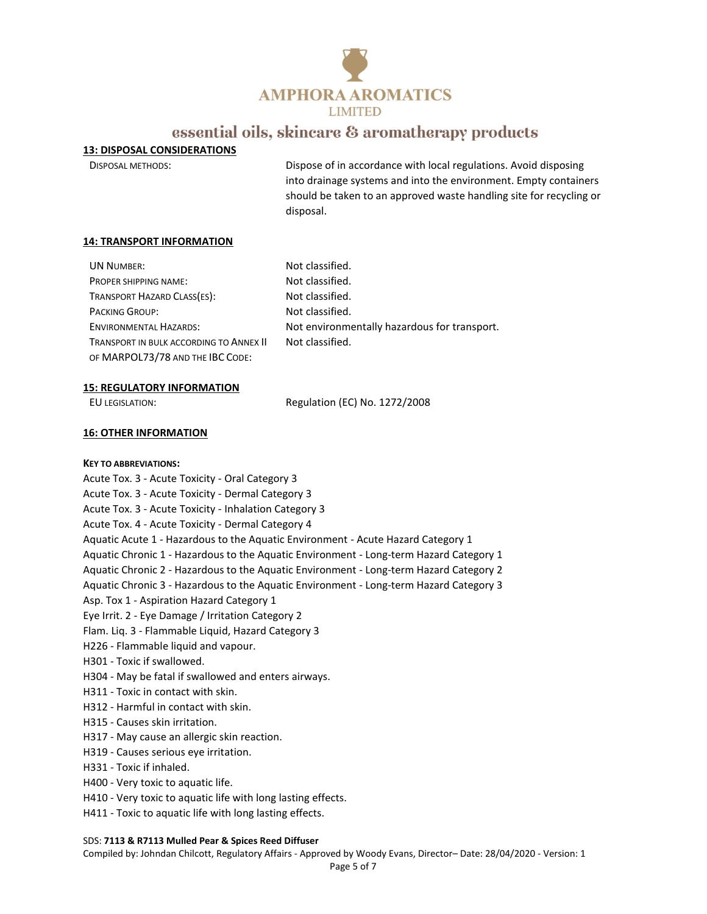## 13: DISPOSAL CONSIDERATIONS

| | |
|---|---|
| DISPOSAL METHODS: | Dispose of in accordance with local regulations. Avoid disposing into drainage systems and into the environment. Empty containers should be taken to an approved waste handling site for recycling or disposal. |

## 14: TRANSPORT INFORMATION

| | |
|---|---|
| UN NUMBER: | Not classified. |
| PROPER SHIPPING NAME: | Not classified. |
| TRANSPORT HAZARD CLASS(ES): | Not classified. |
| PACKING GROUP: | Not classified. |
| ENVIRONMENTAL HAZARDS: | Not environmentally hazardous for transport. |
| TRANSPORT IN BULK ACCORDING TO ANNEX II OF MARPOL73/78 AND THE IBC CODE: | Not classified. |

## 15: REGULATORY INFORMATION

| | |
|---|---|
| EU LEGISLATION: | Regulation (EC) No. 1272/2008 |

## 16: OTHER INFORMATION

**KEY TO ABBREVIATIONS:**

Acute Tox. 3 - Acute Toxicity - Oral Category 3
Acute Tox. 3 - Acute Toxicity - Dermal Category 3
Acute Tox. 3 - Acute Toxicity - Inhalation Category 3
Acute Tox. 4 - Acute Toxicity - Dermal Category 4
Aquatic Acute 1 - Hazardous to the Aquatic Environment - Acute Hazard Category 1
Aquatic Chronic 1 - Hazardous to the Aquatic Environment - Long-term Hazard Category 1
Aquatic Chronic 2 - Hazardous to the Aquatic Environment - Long-term Hazard Category 2
Aquatic Chronic 3 - Hazardous to the Aquatic Environment - Long-term Hazard Category 3
Asp. Tox 1 - Aspiration Hazard Category 1
Eye Irrit. 2 - Eye Damage / Irritation Category 2
Flam. Liq. 3 - Flammable Liquid, Hazard Category 3
H226 - Flammable liquid and vapour.
H301 - Toxic if swallowed.
H304 - May be fatal if swallowed and enters airways.
H311 - Toxic in contact with skin.
H312 - Harmful in contact with skin.
H315 - Causes skin irritation.
H317 - May cause an allergic skin reaction.
H319 - Causes serious eye irritation.
H331 - Toxic if inhaled.
H400 - Very toxic to aquatic life.
H410 - Very toxic to aquatic life with long lasting effects.
H411 - Toxic to aquatic life with long lasting effects.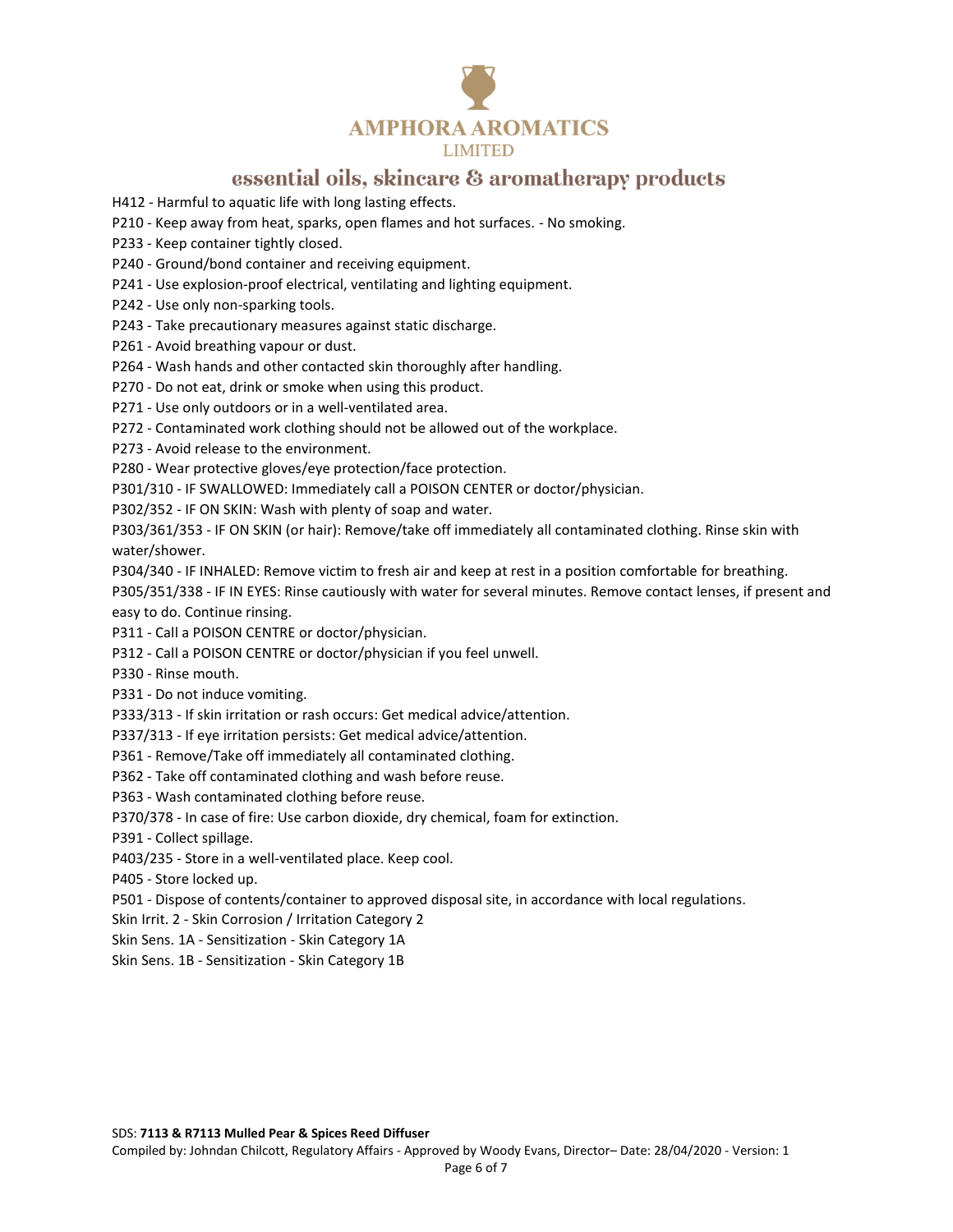H412 - Harmful to aquatic life with long lasting effects.

P210 - Keep away from heat, sparks, open flames and hot surfaces. - No smoking.

P233 - Keep container tightly closed.

P240 - Ground/bond container and receiving equipment.

P241 - Use explosion-proof electrical, ventilating and lighting equipment.

P242 - Use only non-sparking tools.

P243 - Take precautionary measures against static discharge.

P261 - Avoid breathing vapour or dust.

P264 - Wash hands and other contacted skin thoroughly after handling.

P270 - Do not eat, drink or smoke when using this product.

P271 - Use only outdoors or in a well-ventilated area.

P272 - Contaminated work clothing should not be allowed out of the workplace.

P273 - Avoid release to the environment.

P280 - Wear protective gloves/eye protection/face protection.

P301/310 - IF SWALLOWED: Immediately call a POISON CENTER or doctor/physician.

P302/352 - IF ON SKIN: Wash with plenty of soap and water.

P303/361/353 - IF ON SKIN (or hair): Remove/take off immediately all contaminated clothing. Rinse skin with water/shower.

P304/340 - IF INHALED: Remove victim to fresh air and keep at rest in a position comfortable for breathing.

P305/351/338 - IF IN EYES: Rinse cautiously with water for several minutes. Remove contact lenses, if present and easy to do. Continue rinsing.

P311 - Call a POISON CENTRE or doctor/physician.

P312 - Call a POISON CENTRE or doctor/physician if you feel unwell.

P330 - Rinse mouth.

P331 - Do not induce vomiting.

P333/313 - If skin irritation or rash occurs: Get medical advice/attention.

P337/313 - If eye irritation persists: Get medical advice/attention.

P361 - Remove/Take off immediately all contaminated clothing.

P362 - Take off contaminated clothing and wash before reuse.

P363 - Wash contaminated clothing before reuse.

P370/378 - In case of fire: Use carbon dioxide, dry chemical, foam for extinction.

P391 - Collect spillage.

P403/235 - Store in a well-ventilated place. Keep cool.

P405 - Store locked up.

P501 - Dispose of contents/container to approved disposal site, in accordance with local regulations.

Skin Irrit. 2 - Skin Corrosion / Irritation Category 2

Skin Sens. 1A - Sensitization - Skin Category 1A

Skin Sens. 1B - Sensitization - Skin Category 1B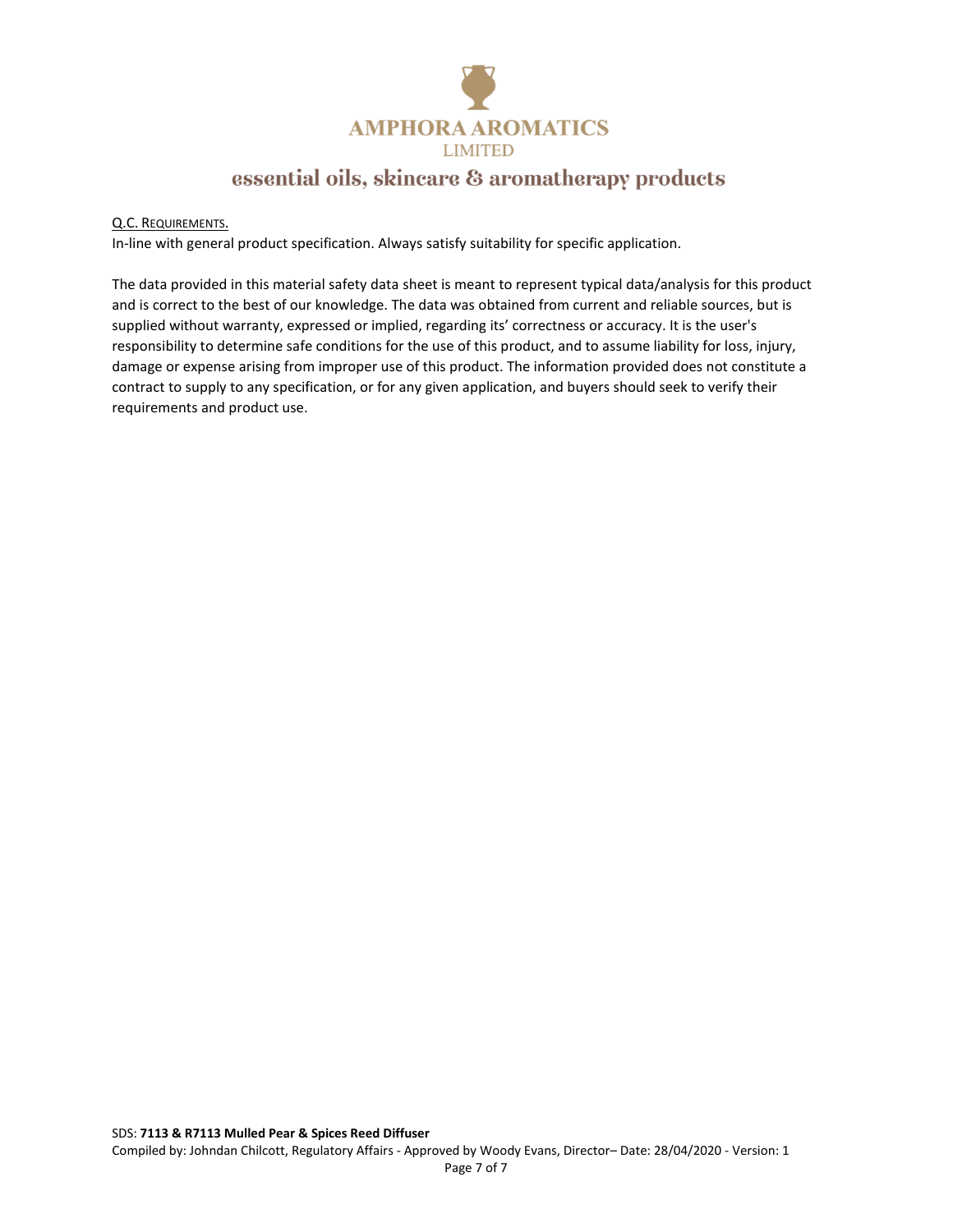Q.C. REQUIREMENTS.

In-line with general product specification. Always satisfy suitability for specific application.

The data provided in this material safety data sheet is meant to represent typical data/analysis for this product and is correct to the best of our knowledge. The data was obtained from current and reliable sources, but is supplied without warranty, expressed or implied, regarding its' correctness or accuracy. It is the user's responsibility to determine safe conditions for the use of this product, and to assume liability for loss, injury, damage or expense arising from improper use of this product. The information provided does not constitute a contract to supply to any specification, or for any given application, and buyers should seek to verify their requirements and product use.